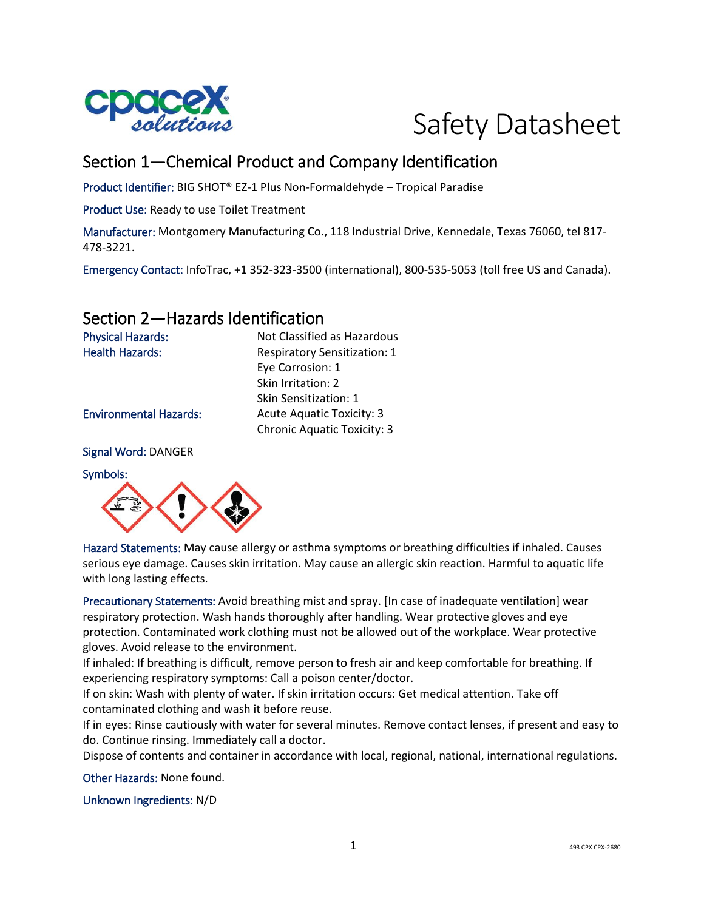# Safety Datasheet

## Section 1—Chemical Product and Company Identification

Product Identifier: BIG SHOT® EZ-1 Plus Non-Formaldehyde – Tropical Paradise

Product Use: Ready to use Toilet Treatment

Manufacturer: Montgomery Manufacturing Co., 118 Industrial Drive, Kennedale, Texas 76060, tel 817-478-3221.

Emergency Contact: InfoTrac, +1 352-323-3500 (international), 800-535-5053 (toll free US and Canada).

## Section 2—Hazards Identification

| | |
|---|---|
| Physical Hazards: | Not Classified as Hazardous |
| Health Hazards: | Respiratory Sensitization: 1 |
| | Eye Corrosion: 1 |
| | Skin Irritation: 2 |
| | Skin Sensitization: 1 |
| Environmental Hazards: | Acute Aquatic Toxicity: 3 |
| | Chronic Aquatic Toxicity: 3 |

Signal Word: DANGER

Symbols:

Hazard Statements: May cause allergy or asthma symptoms or breathing difficulties if inhaled. Causes serious eye damage. Causes skin irritation. May cause an allergic skin reaction. Harmful to aquatic life with long lasting effects.

Precautionary Statements: Avoid breathing mist and spray. [In case of inadequate ventilation] wear respiratory protection. Wash hands thoroughly after handling. Wear protective gloves and eye protection. Contaminated work clothing must not be allowed out of the workplace. Wear protective gloves. Avoid release to the environment.

If inhaled: If breathing is difficult, remove person to fresh air and keep comfortable for breathing. If experiencing respiratory symptoms: Call a poison center/doctor.

If on skin: Wash with plenty of water. If skin irritation occurs: Get medical attention. Take off contaminated clothing and wash it before reuse.

If in eyes: Rinse cautiously with water for several minutes. Remove contact lenses, if present and easy to do. Continue rinsing. Immediately call a doctor.

Dispose of contents and container in accordance with local, regional, national, international regulations.

Other Hazards: None found.

Unknown Ingredients: N/D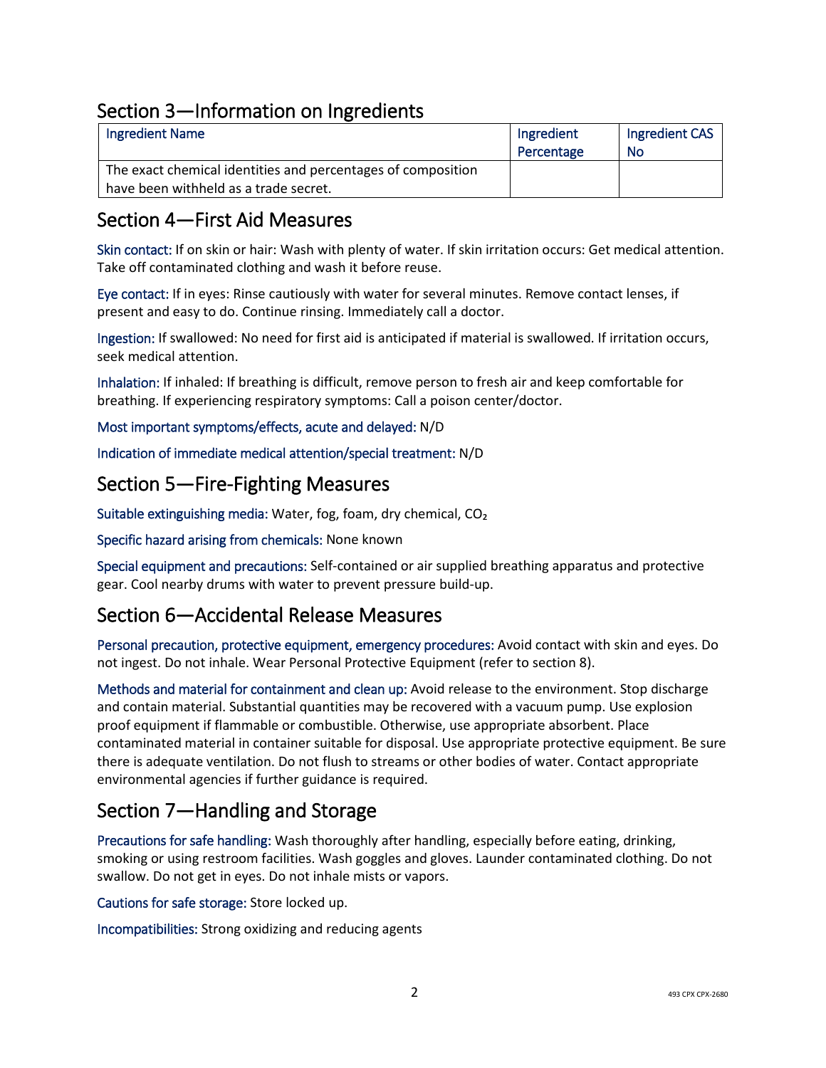## Section 3—Information on Ingredients

| Ingredient Name | Ingredient Percentage | Ingredient CAS No |
|---|---|---|
| The exact chemical identities and percentages of composition have been withheld as a trade secret. | | |

## Section 4—First Aid Measures

Skin contact: If on skin or hair: Wash with plenty of water. If skin irritation occurs: Get medical attention. Take off contaminated clothing and wash it before reuse.

Eye contact: If in eyes: Rinse cautiously with water for several minutes. Remove contact lenses, if present and easy to do. Continue rinsing. Immediately call a doctor.

Ingestion: If swallowed: No need for first aid is anticipated if material is swallowed. If irritation occurs, seek medical attention.

Inhalation: If inhaled: If breathing is difficult, remove person to fresh air and keep comfortable for breathing. If experiencing respiratory symptoms: Call a poison center/doctor.

Most important symptoms/effects, acute and delayed: N/D

Indication of immediate medical attention/special treatment: N/D

## Section 5—Fire-Fighting Measures

Suitable extinguishing media: Water, fog, foam, dry chemical, $CO_2$

Specific hazard arising from chemicals: None known

Special equipment and precautions: Self-contained or air supplied breathing apparatus and protective gear. Cool nearby drums with water to prevent pressure build-up.

## Section 6—Accidental Release Measures

Personal precaution, protective equipment, emergency procedures: Avoid contact with skin and eyes. Do not ingest. Do not inhale. Wear Personal Protective Equipment (refer to section 8).

Methods and material for containment and clean up: Avoid release to the environment. Stop discharge and contain material. Substantial quantities may be recovered with a vacuum pump. Use explosion proof equipment if flammable or combustible. Otherwise, use appropriate absorbent. Place contaminated material in container suitable for disposal. Use appropriate protective equipment. Be sure there is adequate ventilation. Do not flush to streams or other bodies of water. Contact appropriate environmental agencies if further guidance is required.

## Section 7—Handling and Storage

Precautions for safe handling: Wash thoroughly after handling, especially before eating, drinking, smoking or using restroom facilities. Wash goggles and gloves. Launder contaminated clothing. Do not swallow. Do not get in eyes. Do not inhale mists or vapors.

Cautions for safe storage: Store locked up.

Incompatibilities: Strong oxidizing and reducing agents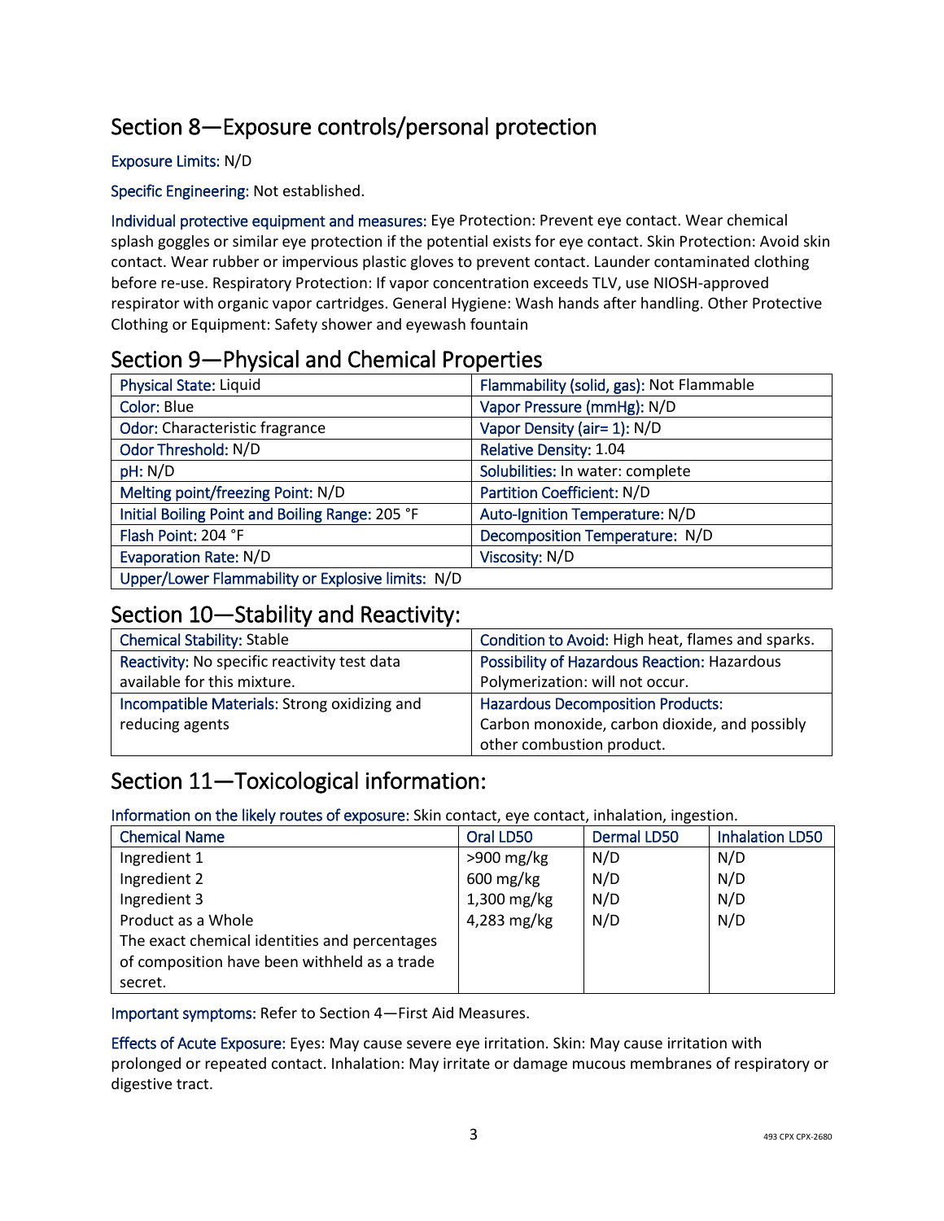## Section 8—Exposure controls/personal protection

Exposure Limits: N/D

Specific Engineering: Not established.

Individual protective equipment and measures: Eye Protection: Prevent eye contact. Wear chemical splash goggles or similar eye protection if the potential exists for eye contact. Skin Protection: Avoid skin contact. Wear rubber or impervious plastic gloves to prevent contact. Launder contaminated clothing before re-use. Respiratory Protection: If vapor concentration exceeds TLV, use NIOSH-approved respirator with organic vapor cartridges. General Hygiene: Wash hands after handling. Other Protective Clothing or Equipment: Safety shower and eyewash fountain

## Section 9—Physical and Chemical Properties

| | |
|---|---|
| Physical State: Liquid | Flammability (solid, gas): Not Flammable |
| Color: Blue | Vapor Pressure (mmHg): N/D |
| Odor: Characteristic fragrance | Vapor Density (air= 1): N/D |
| Odor Threshold: N/D | Relative Density: 1.04 |
| pH: N/D | Solubilities: In water: complete |
| Melting point/freezing Point: N/D | Partition Coefficient: N/D |
| Initial Boiling Point and Boiling Range: 205 °F | Auto-Ignition Temperature: N/D |
| Flash Point: 204 °F | Decomposition Temperature: N/D |
| Evaporation Rate: N/D | Viscosity: N/D |
| Upper/Lower Flammability or Explosive limits: N/D | |

## Section 10—Stability and Reactivity:

| | |
|---|---|
| Chemical Stability: Stable | Condition to Avoid: High heat, flames and sparks. |
| Reactivity: No specific reactivity test data available for this mixture. | Possibility of Hazardous Reaction: Hazardous Polymerization: will not occur. |
| Incompatible Materials: Strong oxidizing and reducing agents | Hazardous Decomposition Products: Carbon monoxide, carbon dioxide, and possibly other combustion product. |

## Section 11—Toxicological information:

Information on the likely routes of exposure: Skin contact, eye contact, inhalation, ingestion.

| Chemical Name | Oral LD50 | Dermal LD50 | Inhalation LD50 |
|---|---|---|---|
| Ingredient 1 | >900 mg/kg | N/D | N/D |
| Ingredient 2 | 600 mg/kg | N/D | N/D |
| Ingredient 3 | 1,300 mg/kg | N/D | N/D |
| Product as a Whole | 4,283 mg/kg | N/D | N/D |
| The exact chemical identities and percentages of composition have been withheld as a trade secret. | | | |

Important symptoms: Refer to Section 4—First Aid Measures.

Effects of Acute Exposure: Eyes: May cause severe eye irritation. Skin: May cause irritation with prolonged or repeated contact. Inhalation: May irritate or damage mucous membranes of respiratory or digestive tract.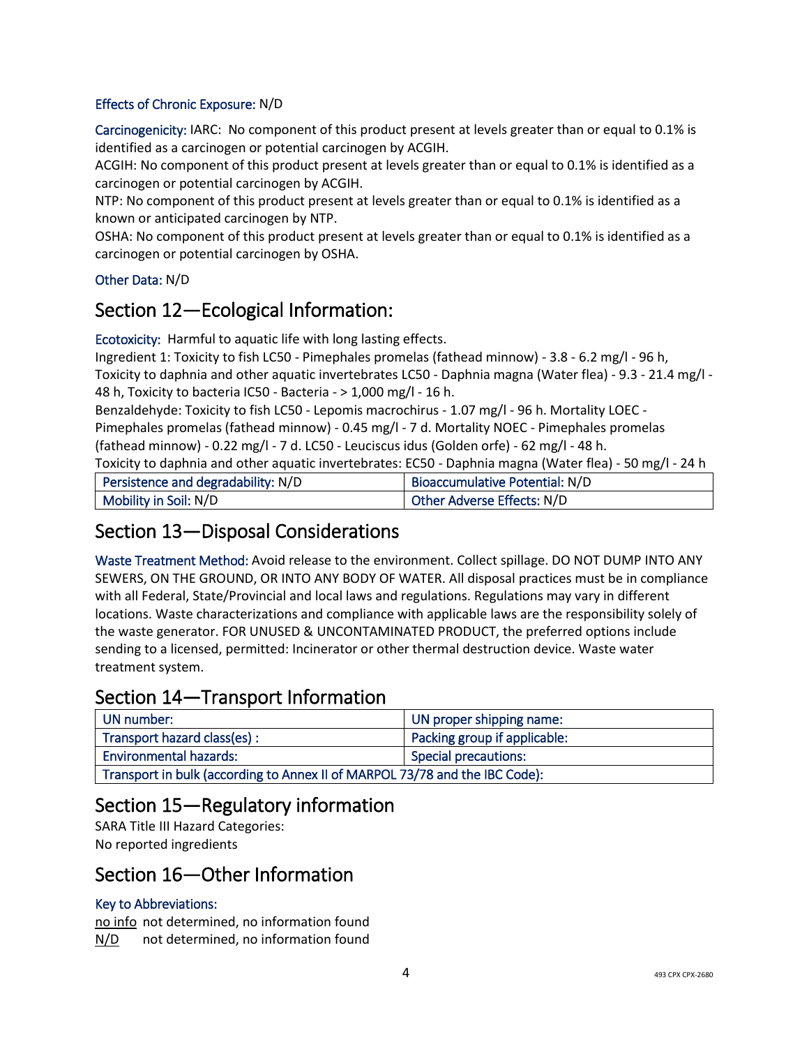Effects of Chronic Exposure: N/D

Carcinogenicity: IARC: No component of this product present at levels greater than or equal to 0.1% is identified as a carcinogen or potential carcinogen by ACGIH.
ACGIH: No component of this product present at levels greater than or equal to 0.1% is identified as a carcinogen or potential carcinogen by ACGIH.
NTP: No component of this product present at levels greater than or equal to 0.1% is identified as a known or anticipated carcinogen by NTP.
OSHA: No component of this product present at levels greater than or equal to 0.1% is identified as a carcinogen or potential carcinogen by OSHA.

Other Data: N/D

## Section 12—Ecological Information:

Ecotoxicity: Harmful to aquatic life with long lasting effects.
Ingredient 1: Toxicity to fish LC50 - Pimephales promelas (fathead minnow) - 3.8 - 6.2 mg/l - 96 h, Toxicity to daphnia and other aquatic invertebrates LC50 - Daphnia magna (Water flea) - 9.3 - 21.4 mg/l - 48 h, Toxicity to bacteria IC50 - Bacteria - > 1,000 mg/l - 16 h.
Benzaldehyde: Toxicity to fish LC50 - Lepomis macrochirus - 1.07 mg/l - 96 h. Mortality LOEC - Pimephales promelas (fathead minnow) - 0.45 mg/l - 7 d. Mortality NOEC - Pimephales promelas (fathead minnow) - 0.22 mg/l - 7 d. LC50 - Leuciscus idus (Golden orfe) - 62 mg/l - 48 h.
Toxicity to daphnia and other aquatic invertebrates: EC50 - Daphnia magna (Water flea) - 50 mg/l - 24 h

| Persistence and degradability: N/D | Bioaccumulative Potential: N/D |
|---|---|
| Mobility in Soil: N/D | Other Adverse Effects: N/D |

## Section 13—Disposal Considerations

Waste Treatment Method: Avoid release to the environment. Collect spillage. DO NOT DUMP INTO ANY SEWERS, ON THE GROUND, OR INTO ANY BODY OF WATER. All disposal practices must be in compliance with all Federal, State/Provincial and local laws and regulations. Regulations may vary in different locations. Waste characterizations and compliance with applicable laws are the responsibility solely of the waste generator. FOR UNUSED & UNCONTAMINATED PRODUCT, the preferred options include sending to a licensed, permitted: Incinerator or other thermal destruction device. Waste water treatment system.

## Section 14—Transport Information

| UN number: | UN proper shipping name: |
|---|---|
| Transport hazard class(es) : | Packing group if applicable: |
| Environmental hazards: | Special precautions: |
| Transport in bulk (according to Annex II of MARPOL 73/78 and the IBC Code): | |

## Section 15—Regulatory information

SARA Title III Hazard Categories:
No reported ingredients

## Section 16—Other Information

Key to Abbreviations:
no info not determined, no information found
N/D not determined, no information found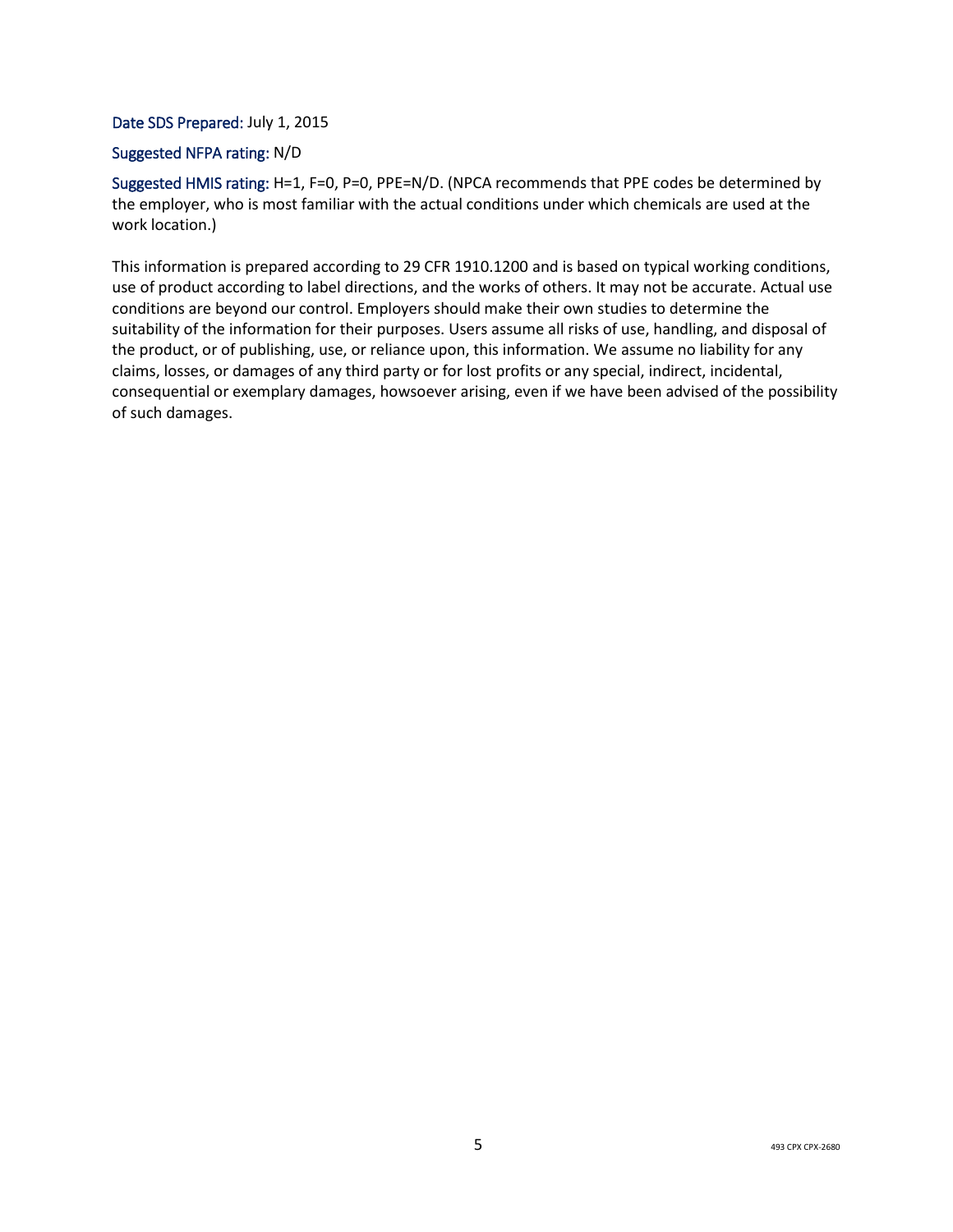**Date SDS Prepared:** July 1, 2015

**Suggested NFPA rating:** N/D

**Suggested HMIS rating:** H=1, F=0, P=0, PPE=N/D. (NPCA recommends that PPE codes be determined by the employer, who is most familiar with the actual conditions under which chemicals are used at the work location.)

This information is prepared according to 29 CFR 1910.1200 and is based on typical working conditions, use of product according to label directions, and the works of others. It may not be accurate. Actual use conditions are beyond our control. Employers should make their own studies to determine the suitability of the information for their purposes. Users assume all risks of use, handling, and disposal of the product, or of publishing, use, or reliance upon, this information. We assume no liability for any claims, losses, or damages of any third party or for lost profits or any special, indirect, incidental, consequential or exemplary damages, howsoever arising, even if we have been advised of the possibility of such damages.